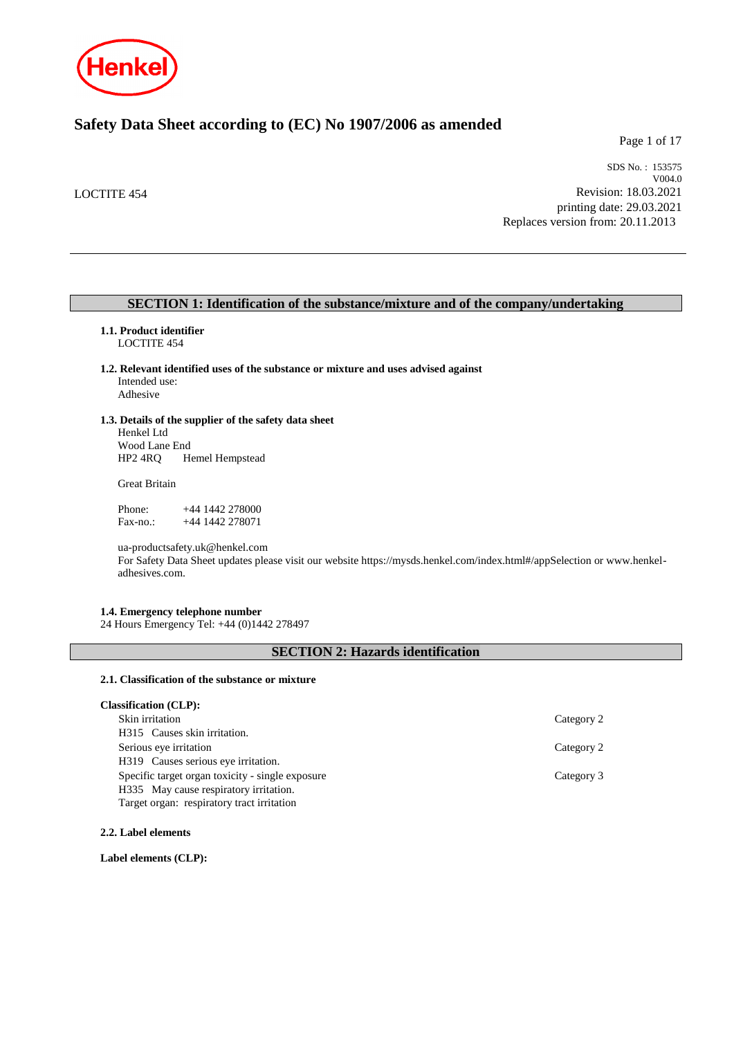# Safety Data Sheet according to (EC) No 1907/2006 as amended

LOCTITE 454

SDS No. : 153575
V004.0
Revision: 18.03.2021
printing date: 29.03.2021
Replaces version from: 20.11.2013

## SECTION 1: Identification of the substance/mixture and of the company/undertaking

**1.1. Product identifier**
LOCTITE 454

**1.2. Relevant identified uses of the substance or mixture and uses advised against**
Intended use:
Adhesive

**1.3. Details of the supplier of the safety data sheet**
Henkel Ltd
Wood Lane End
HP2 4RQ    Hemel Hempstead

Great Britain

Phone:    +44 1442 278000
Fax-no.:    +44 1442 278071

ua-productsafety.uk@henkel.com
For Safety Data Sheet updates please visit our website https://mysds.henkel.com/index.html#/appSelection or www.henkel-adhesives.com.

**1.4. Emergency telephone number**
24 Hours Emergency Tel: +44 (0)1442 278497

## SECTION 2: Hazards identification

**2.1. Classification of the substance or mixture**

**Classification (CLP):**

| | |
|---|---|
| Skin irritation<br>H315  Causes skin irritation. | Category 2 |
| Serious eye irritation<br>H319  Causes serious eye irritation. | Category 2 |
| Specific target organ toxicity - single exposure<br>H335  May cause respiratory irritation.<br>Target organ:  respiratory tract irritation | Category 3 |

**2.2. Label elements**

**Label elements (CLP):**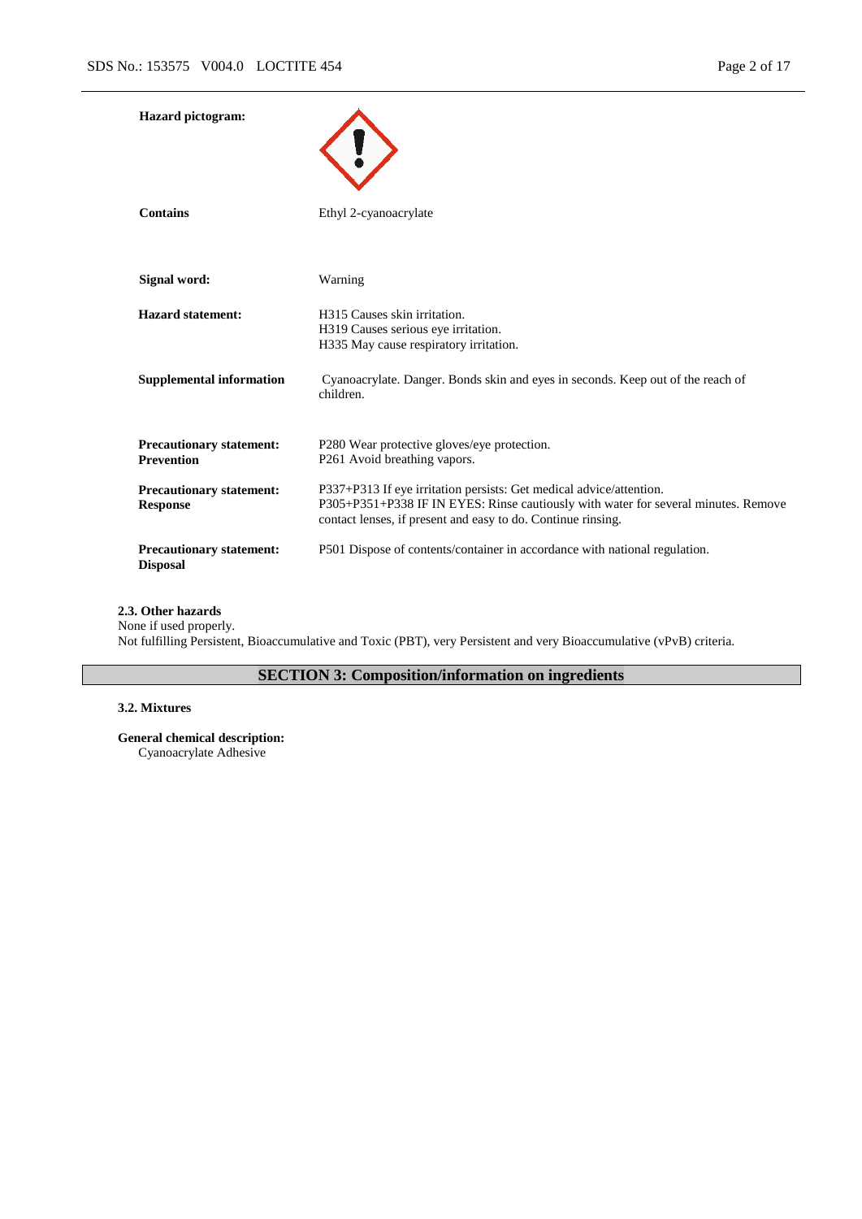| | |
|---|---|
| **Hazard pictogram:** | |
| **Contains** | Ethyl 2-cyanoacrylate |
| **Signal word:** | Warning |
| **Hazard statement:** | H315 Causes skin irritation.<br>H319 Causes serious eye irritation.<br>H335 May cause respiratory irritation. |
| **Supplemental information** | Cyanoacrylate. Danger. Bonds skin and eyes in seconds. Keep out of the reach of children. |
| **Precautionary statement: Prevention** | P280 Wear protective gloves/eye protection.<br>P261 Avoid breathing vapors. |
| **Precautionary statement: Response** | P337+P313 If eye irritation persists: Get medical advice/attention.<br>P305+P351+P338 IF IN EYES: Rinse cautiously with water for several minutes. Remove contact lenses, if present and easy to do. Continue rinsing. |
| **Precautionary statement: Disposal** | P501 Dispose of contents/container in accordance with national regulation. |

**2.3. Other hazards**

None if used properly.
Not fulfilling Persistent, Bioaccumulative and Toxic (PBT), very Persistent and very Bioaccumulative (vPvB) criteria.

## SECTION 3: Composition/information on ingredients

**3.2. Mixtures**

**General chemical description:**
Cyanoacrylate Adhesive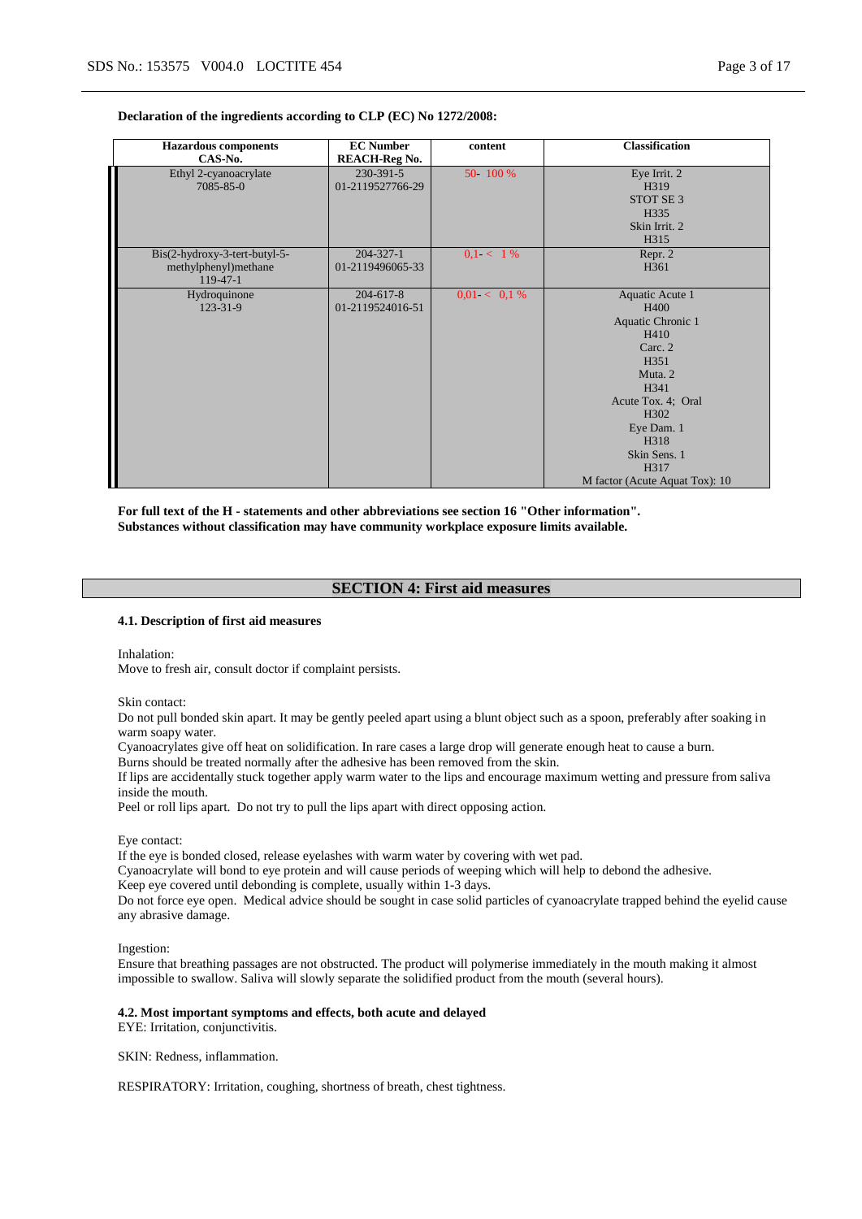**Declaration of the ingredients according to CLP (EC) No 1272/2008:**

| Hazardous components CAS-No. | EC Number REACH-Reg No. | content | Classification |
|---|---|---|---|
| Ethyl 2-cyanoacrylate 7085-85-0 | 230-391-5 01-2119527766-29 | 50- 100 % | Eye Irrit. 2 H319 STOT SE 3 H335 Skin Irrit. 2 H315 |
| Bis(2-hydroxy-3-tert-butyl-5-methylphenyl)methane 119-47-1 | 204-327-1 01-2119496065-33 | 0,1- < 1 % | Repr. 2 H361 |
| Hydroquinone 123-31-9 | 204-617-8 01-2119524016-51 | 0,01- < 0,1 % | Aquatic Acute 1 H400 Aquatic Chronic 1 H410 Carc. 2 H351 Muta. 2 H341 Acute Tox. 4; Oral H302 Eye Dam. 1 H318 Skin Sens. 1 H317 M factor (Acute Aquat Tox): 10 |

**For full text of the H - statements and other abbreviations see section 16 "Other information".**
**Substances without classification may have community workplace exposure limits available.**

## SECTION 4: First aid measures

### 4.1. Description of first aid measures

Inhalation:
Move to fresh air, consult doctor if complaint persists.

Skin contact:
Do not pull bonded skin apart. It may be gently peeled apart using a blunt object such as a spoon, preferably after soaking in warm soapy water.
Cyanoacrylates give off heat on solidification. In rare cases a large drop will generate enough heat to cause a burn.
Burns should be treated normally after the adhesive has been removed from the skin.
If lips are accidentally stuck together apply warm water to the lips and encourage maximum wetting and pressure from saliva inside the mouth.
Peel or roll lips apart. Do not try to pull the lips apart with direct opposing action.

Eye contact:
If the eye is bonded closed, release eyelashes with warm water by covering with wet pad.
Cyanoacrylate will bond to eye protein and will cause periods of weeping which will help to debond the adhesive.
Keep eye covered until debonding is complete, usually within 1-3 days.
Do not force eye open. Medical advice should be sought in case solid particles of cyanoacrylate trapped behind the eyelid cause any abrasive damage.

Ingestion:
Ensure that breathing passages are not obstructed. The product will polymerise immediately in the mouth making it almost impossible to swallow. Saliva will slowly separate the solidified product from the mouth (several hours).

### 4.2. Most important symptoms and effects, both acute and delayed

EYE: Irritation, conjunctivitis.

SKIN: Redness, inflammation.

RESPIRATORY: Irritation, coughing, shortness of breath, chest tightness.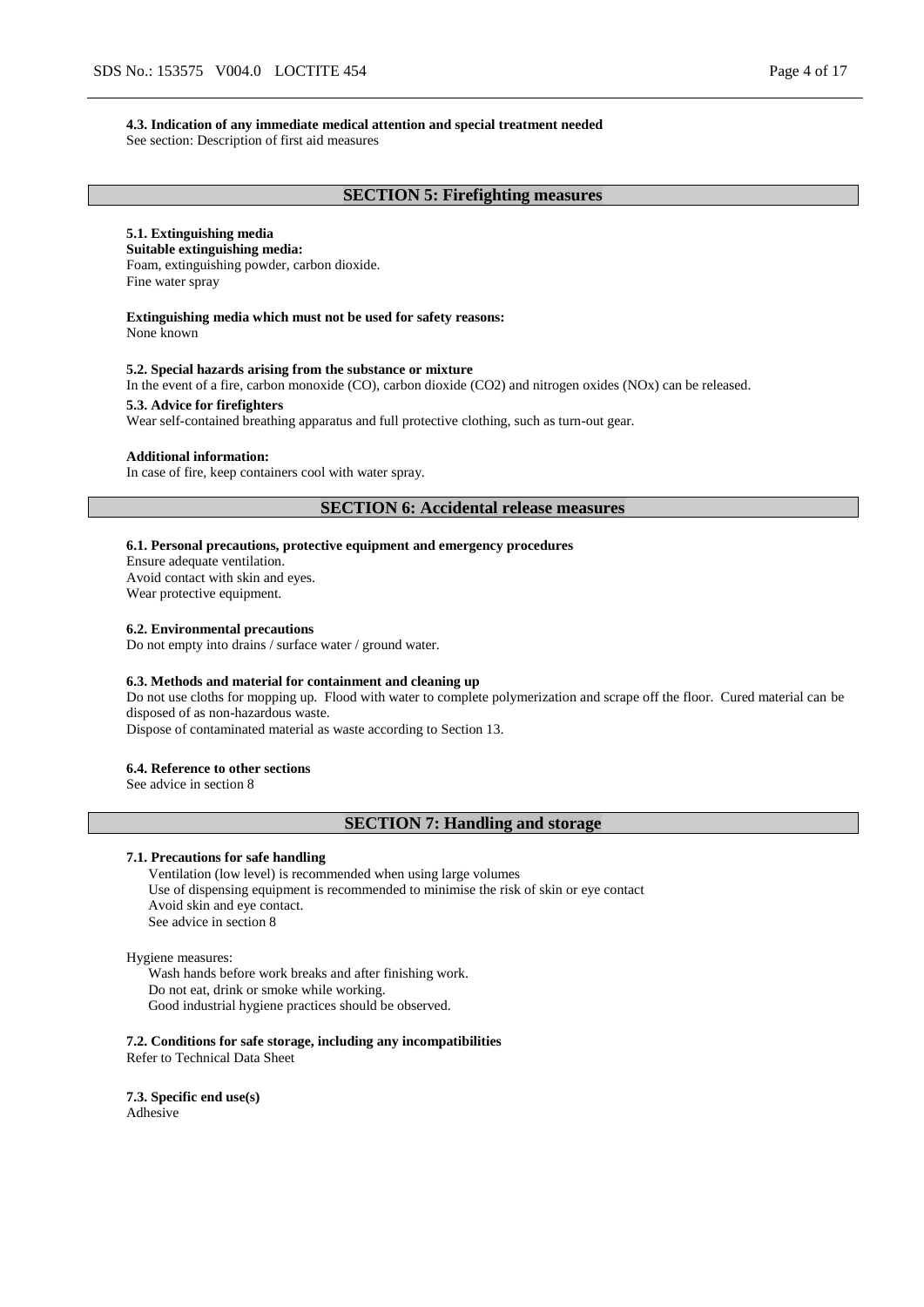**4.3. Indication of any immediate medical attention and special treatment needed**
See section: Description of first aid measures

## SECTION 5: Firefighting measures

**5.1. Extinguishing media**
**Suitable extinguishing media:**
Foam, extinguishing powder, carbon dioxide.
Fine water spray

**Extinguishing media which must not be used for safety reasons:**
None known

**5.2. Special hazards arising from the substance or mixture**
In the event of a fire, carbon monoxide (CO), carbon dioxide ($CO_2$) and nitrogen oxides ($NO_x$) can be released.

**5.3. Advice for firefighters**
Wear self-contained breathing apparatus and full protective clothing, such as turn-out gear.

**Additional information:**
In case of fire, keep containers cool with water spray.

## SECTION 6: Accidental release measures

**6.1. Personal precautions, protective equipment and emergency procedures**
Ensure adequate ventilation.
Avoid contact with skin and eyes.
Wear protective equipment.

**6.2. Environmental precautions**
Do not empty into drains / surface water / ground water.

**6.3. Methods and material for containment and cleaning up**
Do not use cloths for mopping up. Flood with water to complete polymerization and scrape off the floor. Cured material can be disposed of as non-hazardous waste.
Dispose of contaminated material as waste according to Section 13.

**6.4. Reference to other sections**
See advice in section 8

## SECTION 7: Handling and storage

**7.1. Precautions for safe handling**
Ventilation (low level) is recommended when using large volumes
Use of dispensing equipment is recommended to minimise the risk of skin or eye contact
Avoid skin and eye contact.
See advice in section 8

Hygiene measures:
Wash hands before work breaks and after finishing work.
Do not eat, drink or smoke while working.
Good industrial hygiene practices should be observed.

**7.2. Conditions for safe storage, including any incompatibilities**
Refer to Technical Data Sheet

**7.3. Specific end use(s)**
Adhesive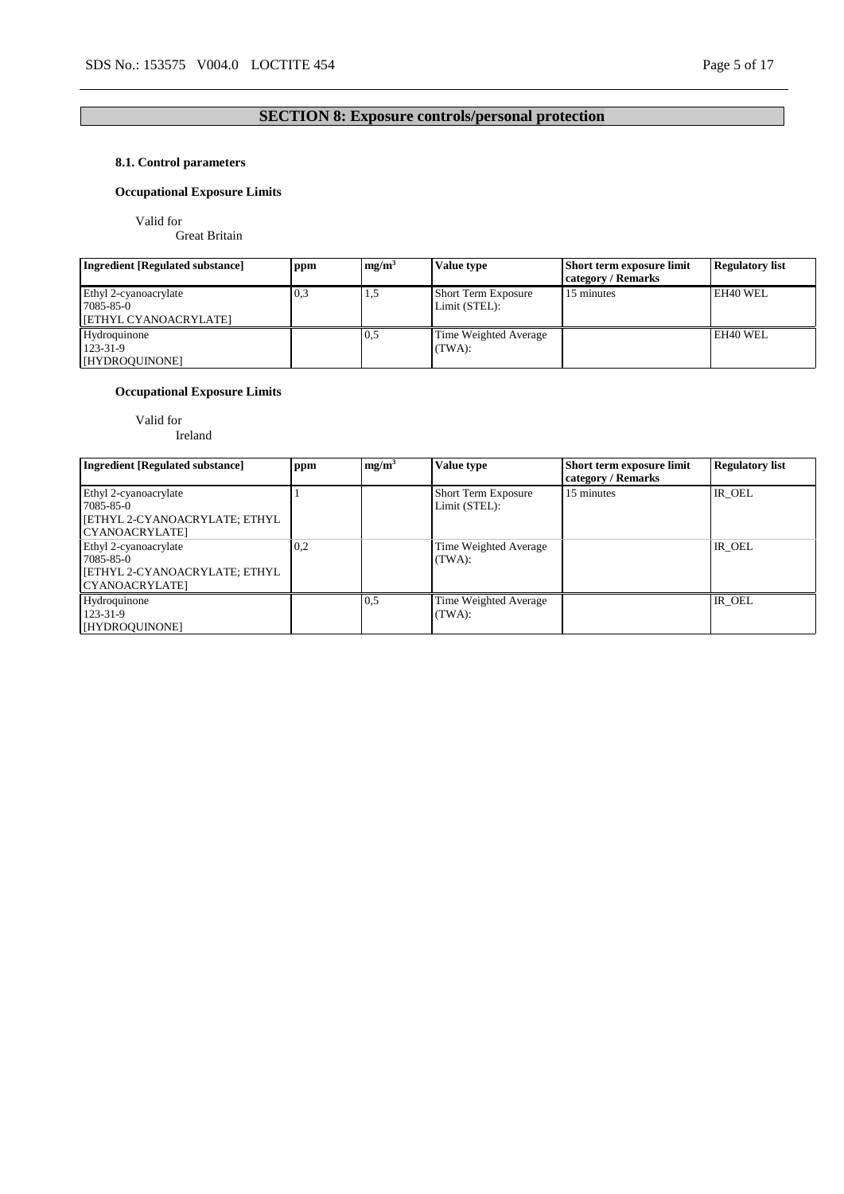## SECTION 8: Exposure controls/personal protection

### 8.1. Control parameters

**Occupational Exposure Limits**

Valid for
Great Britain

| Ingredient [Regulated substance] | ppm | mg/m³ | Value type | Short term exposure limit category / Remarks | Regulatory list |
|---|---|---|---|---|---|
| Ethyl 2-cyanoacrylate 7085-85-0 [ETHYL CYANOACRYLATE] | 0,3 | 1,5 | Short Term Exposure Limit (STEL): | 15 minutes | EH40 WEL |
| Hydroquinone 123-31-9 [HYDROQUINONE] | | 0,5 | Time Weighted Average (TWA): | | EH40 WEL |

**Occupational Exposure Limits**

Valid for
Ireland

| Ingredient [Regulated substance] | ppm | mg/m³ | Value type | Short term exposure limit category / Remarks | Regulatory list |
|---|---|---|---|---|---|
| Ethyl 2-cyanoacrylate 7085-85-0 [ETHYL 2-CYANOACRYLATE; ETHYL CYANOACRYLATE] | 1 | | Short Term Exposure Limit (STEL): | 15 minutes | IR_OEL |
| Ethyl 2-cyanoacrylate 7085-85-0 [ETHYL 2-CYANOACRYLATE; ETHYL CYANOACRYLATE] | 0,2 | | Time Weighted Average (TWA): | | IR_OEL |
| Hydroquinone 123-31-9 [HYDROQUINONE] | | 0,5 | Time Weighted Average (TWA): | | IR_OEL |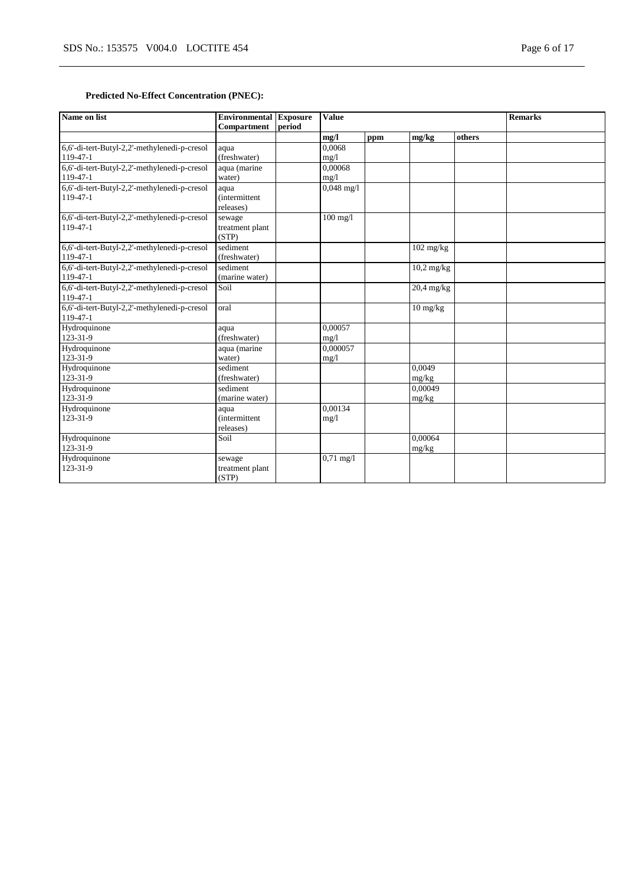### Predicted No-Effect Concentration (PNEC):

| Name on list | Environmental Compartment | Exposure period | Value | | | | Remarks |
|---|---|---|---|---|---|---|---|
| | | | mg/l | ppm | mg/kg | others | |
| 6,6'-di-tert-Butyl-2,2'-methylenedi-p-cresol 119-47-1 | aqua (freshwater) | | 0,0068 mg/l | | | | |
| 6,6'-di-tert-Butyl-2,2'-methylenedi-p-cresol 119-47-1 | aqua (marine water) | | 0,00068 mg/l | | | | |
| 6,6'-di-tert-Butyl-2,2'-methylenedi-p-cresol 119-47-1 | aqua (intermittent releases) | | 0,048 mg/l | | | | |
| 6,6'-di-tert-Butyl-2,2'-methylenedi-p-cresol 119-47-1 | sewage treatment plant (STP) | | 100 mg/l | | | | |
| 6,6'-di-tert-Butyl-2,2'-methylenedi-p-cresol 119-47-1 | sediment (freshwater) | | | | 102 mg/kg | | |
| 6,6'-di-tert-Butyl-2,2'-methylenedi-p-cresol 119-47-1 | sediment (marine water) | | | | 10,2 mg/kg | | |
| 6,6'-di-tert-Butyl-2,2'-methylenedi-p-cresol 119-47-1 | Soil | | | | 20,4 mg/kg | | |
| 6,6'-di-tert-Butyl-2,2'-methylenedi-p-cresol 119-47-1 | oral | | | | 10 mg/kg | | |
| Hydroquinone 123-31-9 | aqua (freshwater) | | 0,00057 mg/l | | | | |
| Hydroquinone 123-31-9 | aqua (marine water) | | 0,000057 mg/l | | | | |
| Hydroquinone 123-31-9 | sediment (freshwater) | | | | 0,0049 mg/kg | | |
| Hydroquinone 123-31-9 | sediment (marine water) | | | | 0,00049 mg/kg | | |
| Hydroquinone 123-31-9 | aqua (intermittent releases) | | 0,00134 mg/l | | | | |
| Hydroquinone 123-31-9 | Soil | | | | 0,00064 mg/kg | | |
| Hydroquinone 123-31-9 | sewage treatment plant (STP) | | 0,71 mg/l | | | | |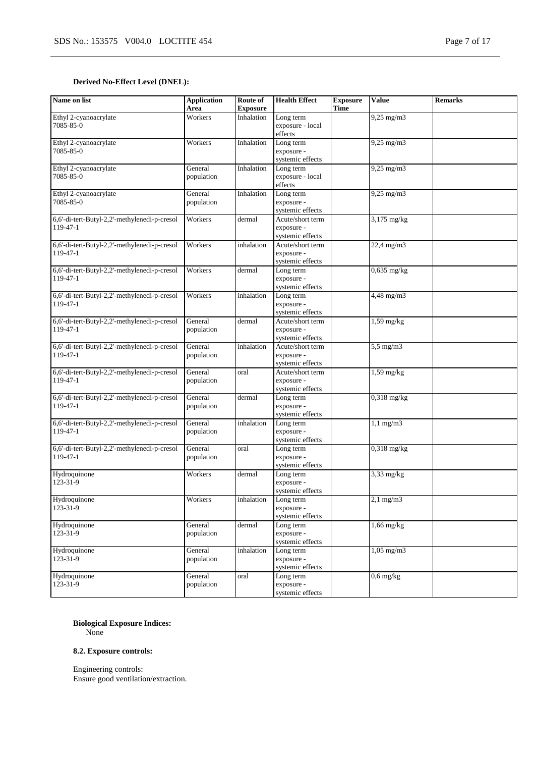**Derived No-Effect Level (DNEL):**

| Name on list | Application Area | Route of Exposure | Health Effect | Exposure Time | Value | Remarks |
|---|---|---|---|---|---|---|
| Ethyl 2-cyanoacrylate<br>7085-85-0 | Workers | Inhalation | Long term exposure - local effects | | 9,25 mg/m3 | |
| Ethyl 2-cyanoacrylate<br>7085-85-0 | Workers | Inhalation | Long term exposure - systemic effects | | 9,25 mg/m3 | |
| Ethyl 2-cyanoacrylate<br>7085-85-0 | General population | Inhalation | Long term exposure - local effects | | 9,25 mg/m3 | |
| Ethyl 2-cyanoacrylate<br>7085-85-0 | General population | Inhalation | Long term exposure - systemic effects | | 9,25 mg/m3 | |
| 6,6'-di-tert-Butyl-2,2'-methylenedi-p-cresol<br>119-47-1 | Workers | dermal | Acute/short term exposure - systemic effects | | 3,175 mg/kg | |
| 6,6'-di-tert-Butyl-2,2'-methylenedi-p-cresol<br>119-47-1 | Workers | inhalation | Acute/short term exposure - systemic effects | | 22,4 mg/m3 | |
| 6,6'-di-tert-Butyl-2,2'-methylenedi-p-cresol<br>119-47-1 | Workers | dermal | Long term exposure - systemic effects | | 0,635 mg/kg | |
| 6,6'-di-tert-Butyl-2,2'-methylenedi-p-cresol<br>119-47-1 | Workers | inhalation | Long term exposure - systemic effects | | 4,48 mg/m3 | |
| 6,6'-di-tert-Butyl-2,2'-methylenedi-p-cresol<br>119-47-1 | General population | dermal | Acute/short term exposure - systemic effects | | 1,59 mg/kg | |
| 6,6'-di-tert-Butyl-2,2'-methylenedi-p-cresol<br>119-47-1 | General population | inhalation | Acute/short term exposure - systemic effects | | 5,5 mg/m3 | |
| 6,6'-di-tert-Butyl-2,2'-methylenedi-p-cresol<br>119-47-1 | General population | oral | Acute/short term exposure - systemic effects | | 1,59 mg/kg | |
| 6,6'-di-tert-Butyl-2,2'-methylenedi-p-cresol<br>119-47-1 | General population | dermal | Long term exposure - systemic effects | | 0,318 mg/kg | |
| 6,6'-di-tert-Butyl-2,2'-methylenedi-p-cresol<br>119-47-1 | General population | inhalation | Long term exposure - systemic effects | | 1,1 mg/m3 | |
| 6,6'-di-tert-Butyl-2,2'-methylenedi-p-cresol<br>119-47-1 | General population | oral | Long term exposure - systemic effects | | 0,318 mg/kg | |
| Hydroquinone<br>123-31-9 | Workers | dermal | Long term exposure - systemic effects | | 3,33 mg/kg | |
| Hydroquinone<br>123-31-9 | Workers | inhalation | Long term exposure - systemic effects | | 2,1 mg/m3 | |
| Hydroquinone<br>123-31-9 | General population | dermal | Long term exposure - systemic effects | | 1,66 mg/kg | |
| Hydroquinone<br>123-31-9 | General population | inhalation | Long term exposure - systemic effects | | 1,05 mg/m3 | |
| Hydroquinone<br>123-31-9 | General population | oral | Long term exposure - systemic effects | | 0,6 mg/kg | |

**Biological Exposure Indices:**
None

**8.2. Exposure controls:**

Engineering controls:
Ensure good ventilation/extraction.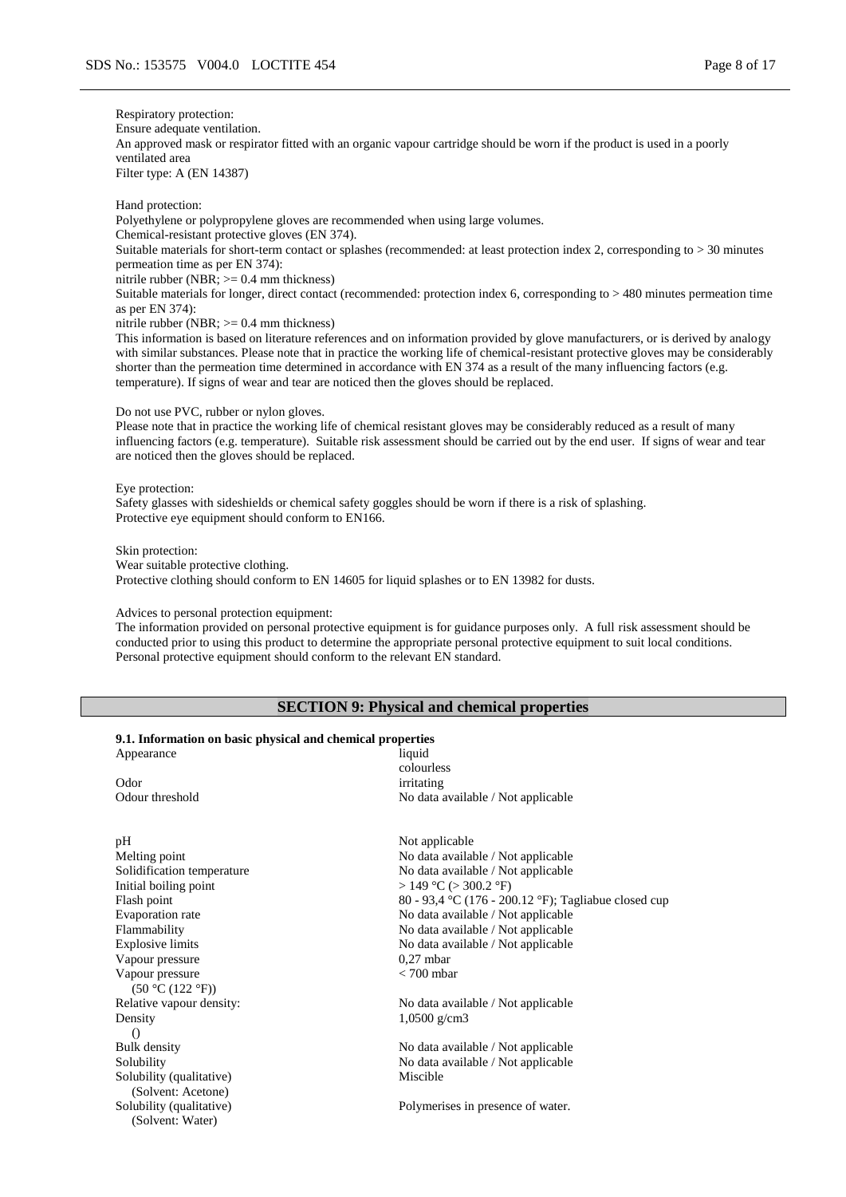Respiratory protection:
Ensure adequate ventilation.
An approved mask or respirator fitted with an organic vapour cartridge should be worn if the product is used in a poorly ventilated area
Filter type: A (EN 14387)

Hand protection:
Polyethylene or polypropylene gloves are recommended when using large volumes.
Chemical-resistant protective gloves (EN 374).
Suitable materials for short-term contact or splashes (recommended: at least protection index 2, corresponding to > 30 minutes permeation time as per EN 374):
nitrile rubber (NBR; >= 0.4 mm thickness)
Suitable materials for longer, direct contact (recommended: protection index 6, corresponding to > 480 minutes permeation time as per EN 374):
nitrile rubber (NBR; >= 0.4 mm thickness)
This information is based on literature references and on information provided by glove manufacturers, or is derived by analogy with similar substances. Please note that in practice the working life of chemical-resistant protective gloves may be considerably shorter than the permeation time determined in accordance with EN 374 as a result of the many influencing factors (e.g. temperature). If signs of wear and tear are noticed then the gloves should be replaced.

Do not use PVC, rubber or nylon gloves.
Please note that in practice the working life of chemical resistant gloves may be considerably reduced as a result of many influencing factors (e.g. temperature). Suitable risk assessment should be carried out by the end user. If signs of wear and tear are noticed then the gloves should be replaced.

Eye protection:
Safety glasses with sideshields or chemical safety goggles should be worn if there is a risk of splashing.
Protective eye equipment should conform to EN166.

Skin protection:
Wear suitable protective clothing.
Protective clothing should conform to EN 14605 for liquid splashes or to EN 13982 for dusts.

Advices to personal protection equipment:
The information provided on personal protective equipment is for guidance purposes only. A full risk assessment should be conducted prior to using this product to determine the appropriate personal protective equipment to suit local conditions.
Personal protective equipment should conform to the relevant EN standard.

## SECTION 9: Physical and chemical properties

### 9.1. Information on basic physical and chemical properties

| Property | Value |
|---|---|
| Appearance | liquid<br>colourless |
| Odor | irritating |
| Odour threshold | No data available / Not applicable |
| pH | Not applicable |
| Melting point | No data available / Not applicable |
| Solidification temperature | No data available / Not applicable |
| Initial boiling point | > 149 °C (> 300.2 °F) |
| Flash point | 80 - 93,4 °C (176 - 200.12 °F); Tagliabue closed cup |
| Evaporation rate | No data available / Not applicable |
| Flammability | No data available / Not applicable |
| Explosive limits | No data available / Not applicable |
| Vapour pressure | 0,27 mbar |
| Vapour pressure<br>(50 °C (122 °F)) | < 700 mbar |
| Relative vapour density: | No data available / Not applicable |
| Density<br>() | 1,0500 g/cm3 |
| Bulk density | No data available / Not applicable |
| Solubility | No data available / Not applicable |
| Solubility (qualitative)<br>(Solvent: Acetone) | Miscible |
| Solubility (qualitative)<br>(Solvent: Water) | Polymerises in presence of water. |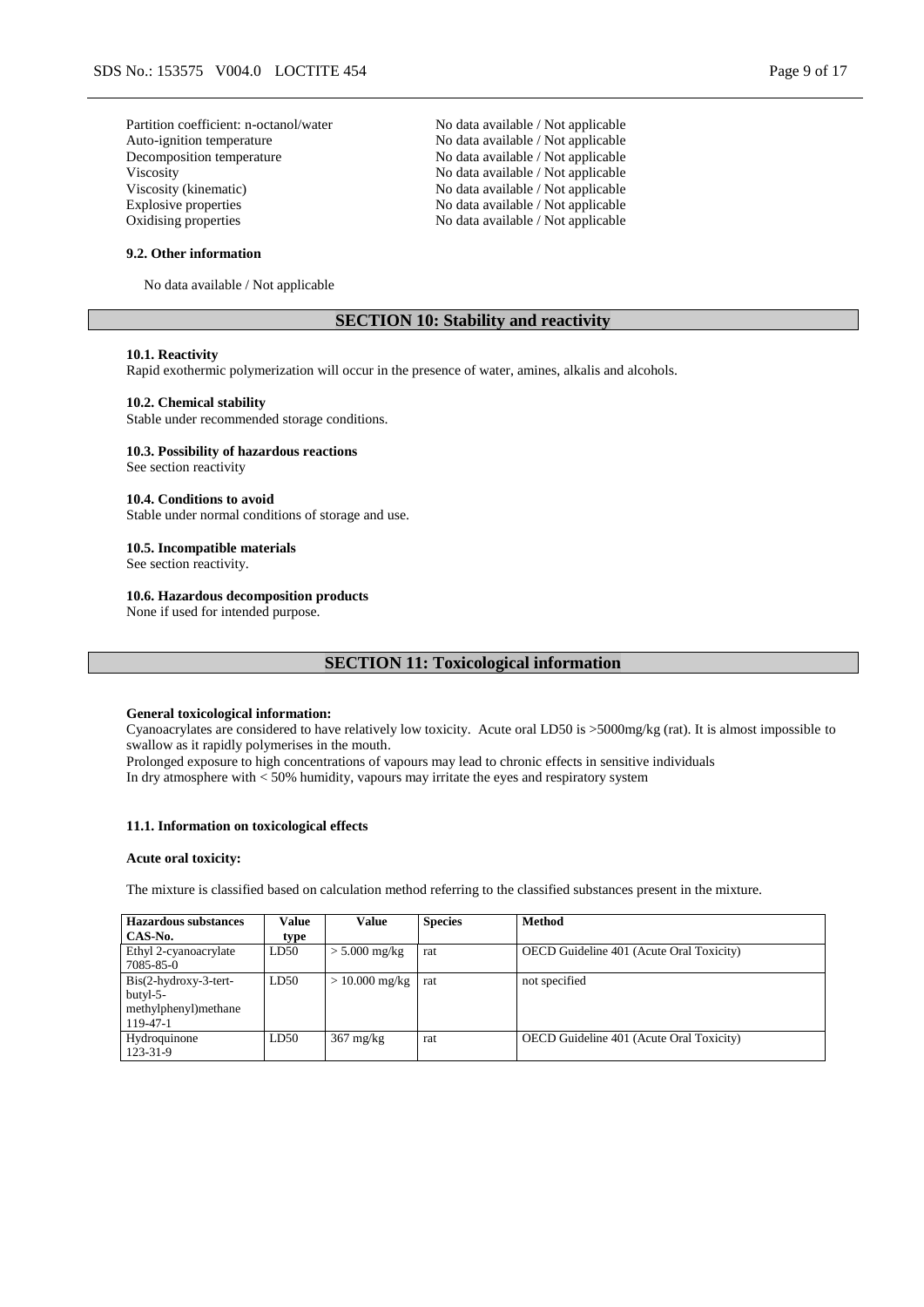| | |
|---|---|
| Partition coefficient: n-octanol/water | No data available / Not applicable |
| Auto-ignition temperature | No data available / Not applicable |
| Decomposition temperature | No data available / Not applicable |
| Viscosity | No data available / Not applicable |
| Viscosity (kinematic) | No data available / Not applicable |
| Explosive properties | No data available / Not applicable |
| Oxidising properties | No data available / Not applicable |

**9.2. Other information**

No data available / Not applicable

## SECTION 10: Stability and reactivity

**10.1. Reactivity**

Rapid exothermic polymerization will occur in the presence of water, amines, alkalis and alcohols.

**10.2. Chemical stability**

Stable under recommended storage conditions.

**10.3. Possibility of hazardous reactions**

See section reactivity

**10.4. Conditions to avoid**

Stable under normal conditions of storage and use.

**10.5. Incompatible materials**

See section reactivity.

**10.6. Hazardous decomposition products**

None if used for intended purpose.

## SECTION 11: Toxicological information

**General toxicological information:**

Cyanoacrylates are considered to have relatively low toxicity. Acute oral LD50 is >5000mg/kg (rat). It is almost impossible to swallow as it rapidly polymerises in the mouth.
Prolonged exposure to high concentrations of vapours may lead to chronic effects in sensitive individuals
In dry atmosphere with < 50% humidity, vapours may irritate the eyes and respiratory system

**11.1. Information on toxicological effects**

**Acute oral toxicity:**

The mixture is classified based on calculation method referring to the classified substances present in the mixture.

| Hazardous substances CAS-No. | Value type | Value | Species | Method |
|---|---|---|---|---|
| Ethyl 2-cyanoacrylate 7085-85-0 | LD50 | > 5.000 mg/kg | rat | OECD Guideline 401 (Acute Oral Toxicity) |
| Bis(2-hydroxy-3-tert-butyl-5-methylphenyl)methane 119-47-1 | LD50 | > 10.000 mg/kg | rat | not specified |
| Hydroquinone 123-31-9 | LD50 | 367 mg/kg | rat | OECD Guideline 401 (Acute Oral Toxicity) |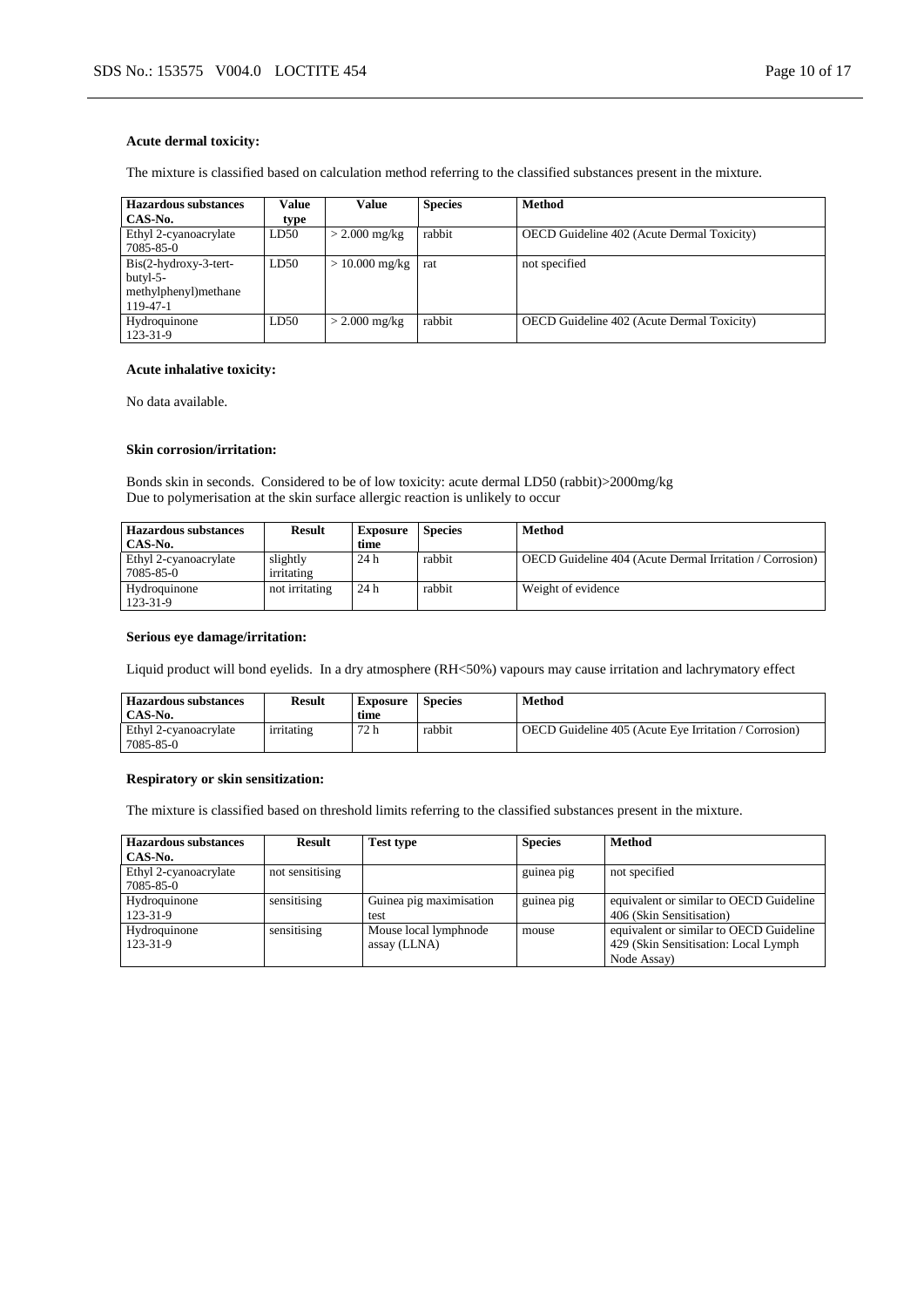**Acute dermal toxicity:**

The mixture is classified based on calculation method referring to the classified substances present in the mixture.

| Hazardous substances CAS-No. | Value type | Value | Species | Method |
|---|---|---|---|---|
| Ethyl 2-cyanoacrylate 7085-85-0 | LD50 | > 2.000 mg/kg | rabbit | OECD Guideline 402 (Acute Dermal Toxicity) |
| Bis(2-hydroxy-3-tert-butyl-5-methylphenyl)methane 119-47-1 | LD50 | > 10.000 mg/kg | rat | not specified |
| Hydroquinone 123-31-9 | LD50 | > 2.000 mg/kg | rabbit | OECD Guideline 402 (Acute Dermal Toxicity) |

**Acute inhalative toxicity:**

No data available.

**Skin corrosion/irritation:**

Bonds skin in seconds. Considered to be of low toxicity: acute dermal LD50 (rabbit)>2000mg/kg
Due to polymerisation at the skin surface allergic reaction is unlikely to occur

| Hazardous substances CAS-No. | Result | Exposure time | Species | Method |
|---|---|---|---|---|
| Ethyl 2-cyanoacrylate 7085-85-0 | slightly irritating | 24 h | rabbit | OECD Guideline 404 (Acute Dermal Irritation / Corrosion) |
| Hydroquinone 123-31-9 | not irritating | 24 h | rabbit | Weight of evidence |

**Serious eye damage/irritation:**

Liquid product will bond eyelids. In a dry atmosphere (RH<50%) vapours may cause irritation and lachrymatory effect

| Hazardous substances CAS-No. | Result | Exposure time | Species | Method |
|---|---|---|---|---|
| Ethyl 2-cyanoacrylate 7085-85-0 | irritating | 72 h | rabbit | OECD Guideline 405 (Acute Eye Irritation / Corrosion) |

**Respiratory or skin sensitization:**

The mixture is classified based on threshold limits referring to the classified substances present in the mixture.

| Hazardous substances CAS-No. | Result | Test type | Species | Method |
|---|---|---|---|---|
| Ethyl 2-cyanoacrylate 7085-85-0 | not sensitising | | guinea pig | not specified |
| Hydroquinone 123-31-9 | sensitising | Guinea pig maximisation test | guinea pig | equivalent or similar to OECD Guideline 406 (Skin Sensitisation) |
| Hydroquinone 123-31-9 | sensitising | Mouse local lymphnode assay (LLNA) | mouse | equivalent or similar to OECD Guideline 429 (Skin Sensitisation: Local Lymph Node Assay) |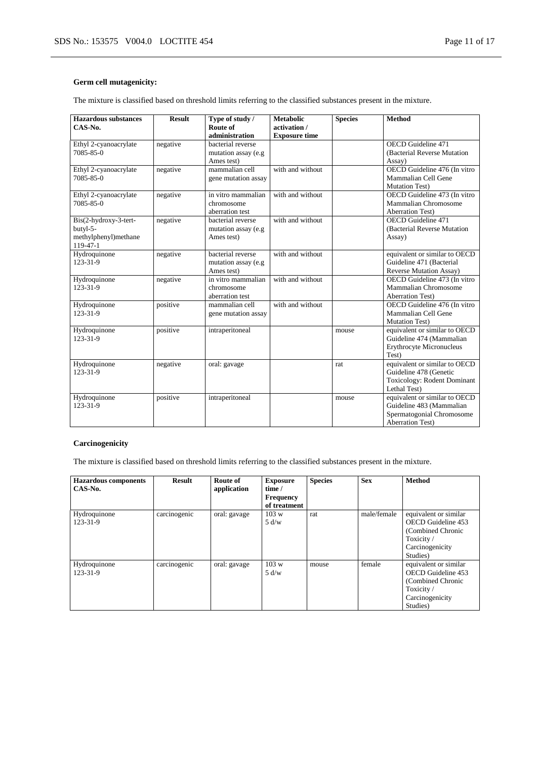**Germ cell mutagenicity:**

The mixture is classified based on threshold limits referring to the classified substances present in the mixture.

| Hazardous substances CAS-No. | Result | Type of study / Route of administration | Metabolic activation / Exposure time | Species | Method |
|---|---|---|---|---|---|
| Ethyl 2-cyanoacrylate 7085-85-0 | negative | bacterial reverse mutation assay (e.g Ames test) | | | OECD Guideline 471 (Bacterial Reverse Mutation Assay) |
| Ethyl 2-cyanoacrylate 7085-85-0 | negative | mammalian cell gene mutation assay | with and without | | OECD Guideline 476 (In vitro Mammalian Cell Gene Mutation Test) |
| Ethyl 2-cyanoacrylate 7085-85-0 | negative | in vitro mammalian chromosome aberration test | with and without | | OECD Guideline 473 (In vitro Mammalian Chromosome Aberration Test) |
| Bis(2-hydroxy-3-tert-butyl-5-methylphenyl)methane 119-47-1 | negative | bacterial reverse mutation assay (e.g Ames test) | with and without | | OECD Guideline 471 (Bacterial Reverse Mutation Assay) |
| Hydroquinone 123-31-9 | negative | bacterial reverse mutation assay (e.g Ames test) | with and without | | equivalent or similar to OECD Guideline 471 (Bacterial Reverse Mutation Assay) |
| Hydroquinone 123-31-9 | negative | in vitro mammalian chromosome aberration test | with and without | | OECD Guideline 473 (In vitro Mammalian Chromosome Aberration Test) |
| Hydroquinone 123-31-9 | positive | mammalian cell gene mutation assay | with and without | | OECD Guideline 476 (In vitro Mammalian Cell Gene Mutation Test) |
| Hydroquinone 123-31-9 | positive | intraperitoneal | | mouse | equivalent or similar to OECD Guideline 474 (Mammalian Erythrocyte Micronucleus Test) |
| Hydroquinone 123-31-9 | negative | oral: gavage | | rat | equivalent or similar to OECD Guideline 478 (Genetic Toxicology: Rodent Dominant Lethal Test) |
| Hydroquinone 123-31-9 | positive | intraperitoneal | | mouse | equivalent or similar to OECD Guideline 483 (Mammalian Spermatogonial Chromosome Aberration Test) |

**Carcinogenicity**

The mixture is classified based on threshold limits referring to the classified substances present in the mixture.

| Hazardous components CAS-No. | Result | Route of application | Exposure time / Frequency of treatment | Species | Sex | Method |
|---|---|---|---|---|---|---|
| Hydroquinone 123-31-9 | carcinogenic | oral: gavage | 103 w 5 d/w | rat | male/female | equivalent or similar OECD Guideline 453 (Combined Chronic Toxicity / Carcinogenicity Studies) |
| Hydroquinone 123-31-9 | carcinogenic | oral: gavage | 103 w 5 d/w | mouse | female | equivalent or similar OECD Guideline 453 (Combined Chronic Toxicity / Carcinogenicity Studies) |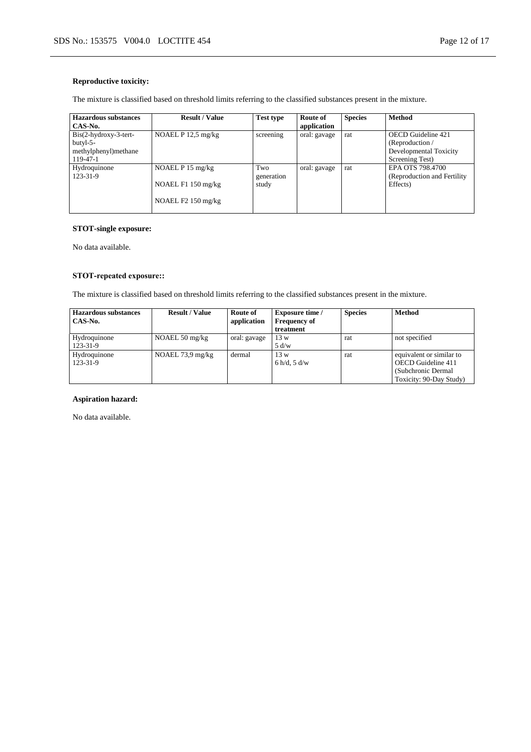**Reproductive toxicity:**

The mixture is classified based on threshold limits referring to the classified substances present in the mixture.

| Hazardous substances CAS-No. | Result / Value | Test type | Route of application | Species | Method |
|---|---|---|---|---|---|
| Bis(2-hydroxy-3-tert-butyl-5-methylphenyl)methane 119-47-1 | NOAEL P 12,5 mg/kg | screening | oral: gavage | rat | OECD Guideline 421 (Reproduction / Developmental Toxicity Screening Test) |
| Hydroquinone 123-31-9 | NOAEL P 15 mg/kg<br><br>NOAEL F1 150 mg/kg<br><br>NOAEL F2 150 mg/kg | Two generation study | oral: gavage | rat | EPA OTS 798.4700 (Reproduction and Fertility Effects) |

**STOT-single exposure:**

No data available.

**STOT-repeated exposure::**

The mixture is classified based on threshold limits referring to the classified substances present in the mixture.

| Hazardous substances CAS-No. | Result / Value | Route of application | Exposure time / Frequency of treatment | Species | Method |
|---|---|---|---|---|---|
| Hydroquinone 123-31-9 | NOAEL 50 mg/kg | oral: gavage | 13 w<br>5 d/w | rat | not specified |
| Hydroquinone 123-31-9 | NOAEL 73,9 mg/kg | dermal | 13 w<br>6 h/d, 5 d/w | rat | equivalent or similar to OECD Guideline 411 (Subchronic Dermal Toxicity: 90-Day Study) |

**Aspiration hazard:**

No data available.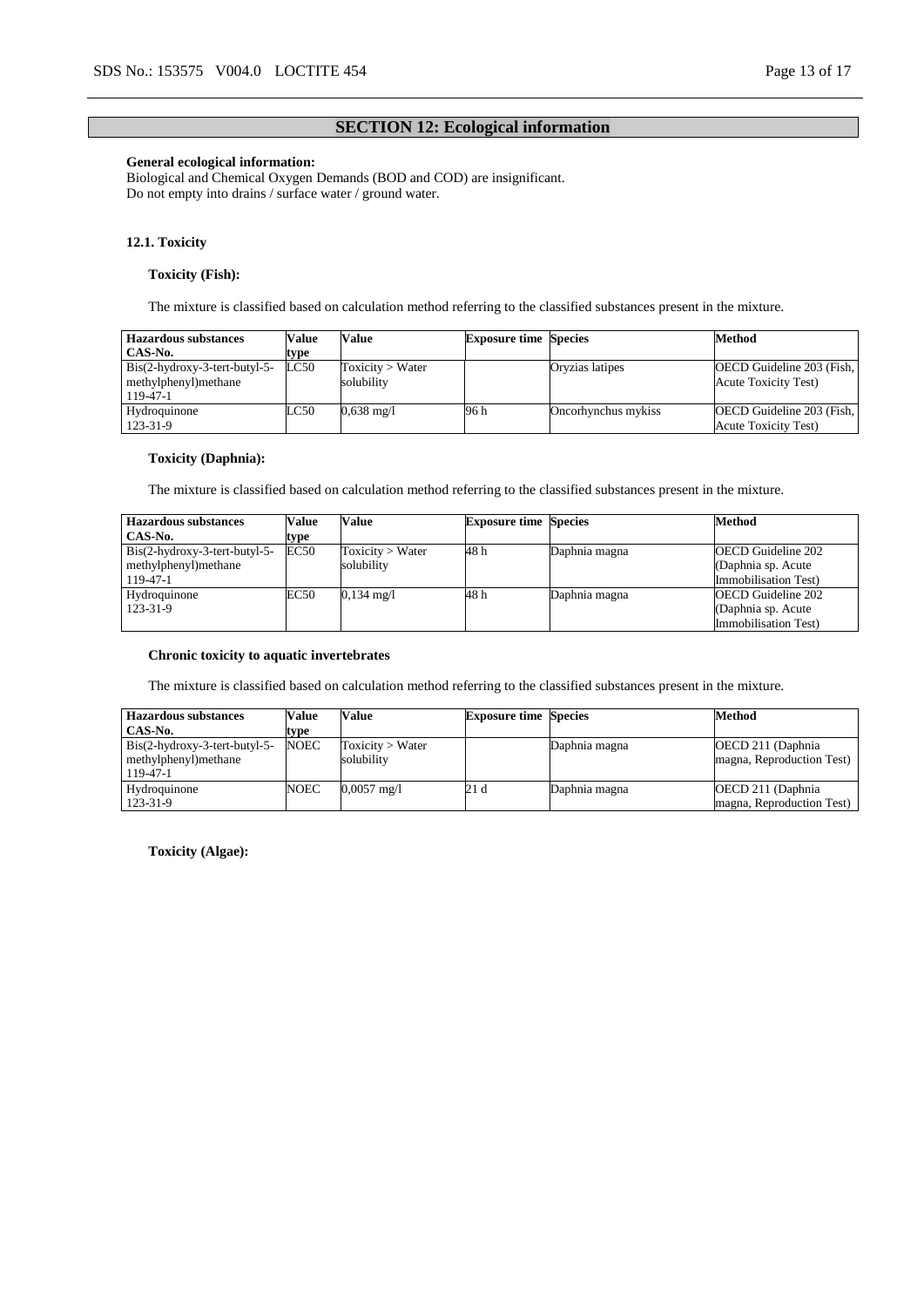## SECTION 12: Ecological information

**General ecological information:**
Biological and Chemical Oxygen Demands (BOD and COD) are insignificant.
Do not empty into drains / surface water / ground water.

### 12.1. Toxicity

**Toxicity (Fish):**

The mixture is classified based on calculation method referring to the classified substances present in the mixture.

| Hazardous substances CAS-No. | Value type | Value | Exposure time | Species | Method |
|---|---|---|---|---|---|
| Bis(2-hydroxy-3-tert-butyl-5-methylphenyl)methane 119-47-1 | LC50 | Toxicity > Water solubility | | Oryzias latipes | OECD Guideline 203 (Fish, Acute Toxicity Test) |
| Hydroquinone 123-31-9 | LC50 | 0,638 mg/l | 96 h | Oncorhynchus mykiss | OECD Guideline 203 (Fish, Acute Toxicity Test) |

**Toxicity (Daphnia):**

The mixture is classified based on calculation method referring to the classified substances present in the mixture.

| Hazardous substances CAS-No. | Value type | Value | Exposure time | Species | Method |
|---|---|---|---|---|---|
| Bis(2-hydroxy-3-tert-butyl-5-methylphenyl)methane 119-47-1 | EC50 | Toxicity > Water solubility | 48 h | Daphnia magna | OECD Guideline 202 (Daphnia sp. Acute Immobilisation Test) |
| Hydroquinone 123-31-9 | EC50 | 0,134 mg/l | 48 h | Daphnia magna | OECD Guideline 202 (Daphnia sp. Acute Immobilisation Test) |

**Chronic toxicity to aquatic invertebrates**

The mixture is classified based on calculation method referring to the classified substances present in the mixture.

| Hazardous substances CAS-No. | Value type | Value | Exposure time | Species | Method |
|---|---|---|---|---|---|
| Bis(2-hydroxy-3-tert-butyl-5-methylphenyl)methane 119-47-1 | NOEC | Toxicity > Water solubility | | Daphnia magna | OECD 211 (Daphnia magna, Reproduction Test) |
| Hydroquinone 123-31-9 | NOEC | 0,0057 mg/l | 21 d | Daphnia magna | OECD 211 (Daphnia magna, Reproduction Test) |

**Toxicity (Algae):**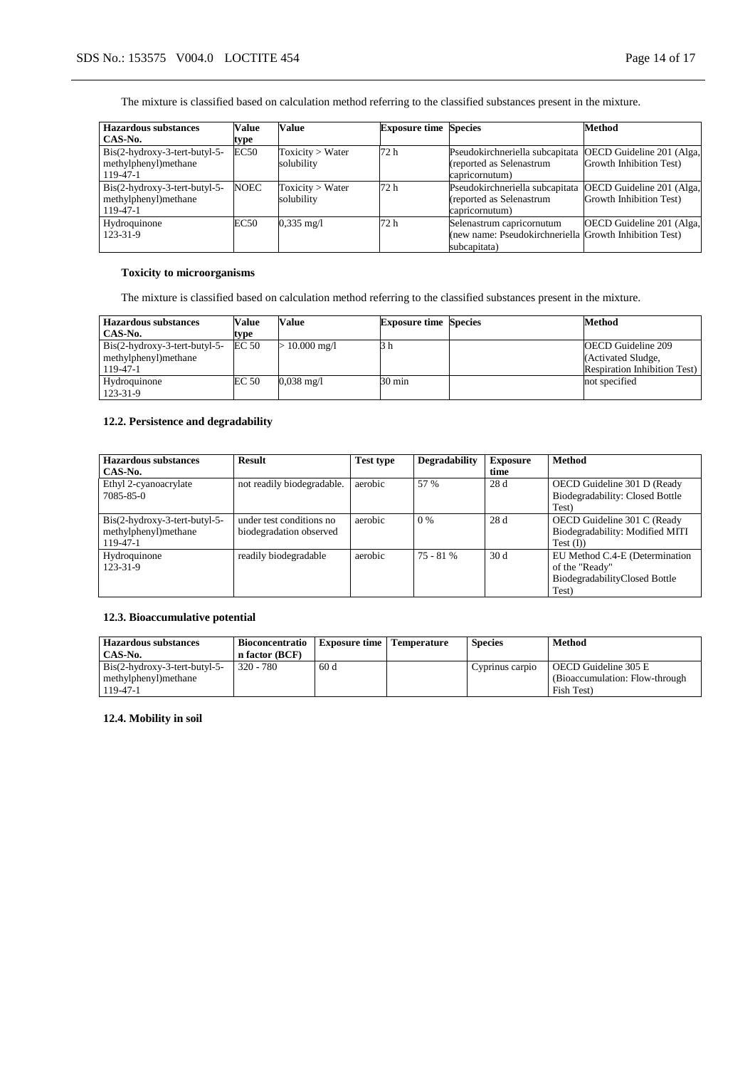The mixture is classified based on calculation method referring to the classified substances present in the mixture.

| Hazardous substances<br>CAS-No. | Value type | Value | Exposure time | Species | Method |
|---|---|---|---|---|---|
| Bis(2-hydroxy-3-tert-butyl-5-methylphenyl)methane<br>119-47-1 | EC50 | Toxicity > Water solubility | 72 h | Pseudokirchneriella subcapitata (reported as Selenastrum capricornutum) | OECD Guideline 201 (Alga, Growth Inhibition Test) |
| Bis(2-hydroxy-3-tert-butyl-5-methylphenyl)methane<br>119-47-1 | NOEC | Toxicity > Water solubility | 72 h | Pseudokirchneriella subcapitata (reported as Selenastrum capricornutum) | OECD Guideline 201 (Alga, Growth Inhibition Test) |
| Hydroquinone<br>123-31-9 | EC50 | 0,335 mg/l | 72 h | Selenastrum capricornutum (new name: Pseudokirchneriella subcapitata) | OECD Guideline 201 (Alga, Growth Inhibition Test) |

**Toxicity to microorganisms**

The mixture is classified based on calculation method referring to the classified substances present in the mixture.

| Hazardous substances<br>CAS-No. | Value type | Value | Exposure time | Species | Method |
|---|---|---|---|---|---|
| Bis(2-hydroxy-3-tert-butyl-5-methylphenyl)methane<br>119-47-1 | EC 50 | > 10.000 mg/l | 3 h | | OECD Guideline 209 (Activated Sludge, Respiration Inhibition Test) |
| Hydroquinone<br>123-31-9 | EC 50 | 0,038 mg/l | 30 min | | not specified |

### 12.2. Persistence and degradability

| Hazardous substances<br>CAS-No. | Result | Test type | Degradability | Exposure time | Method |
|---|---|---|---|---|---|
| Ethyl 2-cyanoacrylate<br>7085-85-0 | not readily biodegradable. | aerobic | 57 % | 28 d | OECD Guideline 301 D (Ready Biodegradability: Closed Bottle Test) |
| Bis(2-hydroxy-3-tert-butyl-5-methylphenyl)methane<br>119-47-1 | under test conditions no biodegradation observed | aerobic | 0 % | 28 d | OECD Guideline 301 C (Ready Biodegradability: Modified MITI Test (I)) |
| Hydroquinone<br>123-31-9 | readily biodegradable | aerobic | 75 - 81 % | 30 d | EU Method C.4-E (Determination of the "Ready" BiodegradabilityClosed Bottle Test) |

### 12.3. Bioaccumulative potential

| Hazardous substances<br>CAS-No. | Bioconcentration factor (BCF) | Exposure time | Temperature | Species | Method |
|---|---|---|---|---|---|
| Bis(2-hydroxy-3-tert-butyl-5-methylphenyl)methane<br>119-47-1 | 320 - 780 | 60 d | | Cyprinus carpio | OECD Guideline 305 E (Bioaccumulation: Flow-through Fish Test) |

### 12.4. Mobility in soil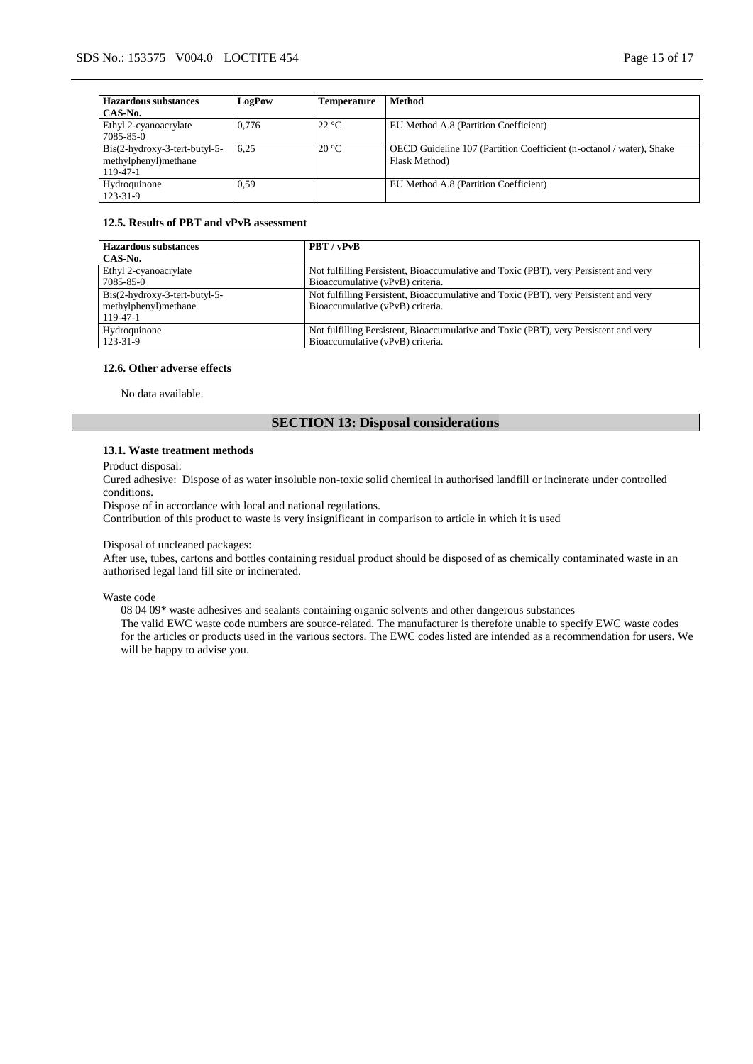| Hazardous substances<br>CAS-No. | LogPow | Temperature | Method |
|---|---|---|---|
| Ethyl 2-cyanoacrylate<br>7085-85-0 | 0,776 | 22 °C | EU Method A.8 (Partition Coefficient) |
| Bis(2-hydroxy-3-tert-butyl-5-methylphenyl)methane<br>119-47-1 | 6,25 | 20 °C | OECD Guideline 107 (Partition Coefficient (n-octanol / water), Shake Flask Method) |
| Hydroquinone<br>123-31-9 | 0,59 | | EU Method A.8 (Partition Coefficient) |

#### 12.5. Results of PBT and vPvB assessment

| Hazardous substances<br>CAS-No. | PBT / vPvB |
|---|---|
| Ethyl 2-cyanoacrylate<br>7085-85-0 | Not fulfilling Persistent, Bioaccumulative and Toxic (PBT), very Persistent and very Bioaccumulative (vPvB) criteria. |
| Bis(2-hydroxy-3-tert-butyl-5-methylphenyl)methane<br>119-47-1 | Not fulfilling Persistent, Bioaccumulative and Toxic (PBT), very Persistent and very Bioaccumulative (vPvB) criteria. |
| Hydroquinone<br>123-31-9 | Not fulfilling Persistent, Bioaccumulative and Toxic (PBT), very Persistent and very Bioaccumulative (vPvB) criteria. |

#### 12.6. Other adverse effects

No data available.

## SECTION 13: Disposal considerations

#### 13.1. Waste treatment methods

Product disposal:

Cured adhesive: Dispose of as water insoluble non-toxic solid chemical in authorised landfill or incinerate under controlled conditions.

Dispose of in accordance with local and national regulations.

Contribution of this product to waste is very insignificant in comparison to article in which it is used

Disposal of uncleaned packages:

After use, tubes, cartons and bottles containing residual product should be disposed of as chemically contaminated waste in an authorised legal land fill site or incinerated.

Waste code

08 04 09* waste adhesives and sealants containing organic solvents and other dangerous substances

The valid EWC waste code numbers are source-related. The manufacturer is therefore unable to specify EWC waste codes for the articles or products used in the various sectors. The EWC codes listed are intended as a recommendation for users. We will be happy to advise you.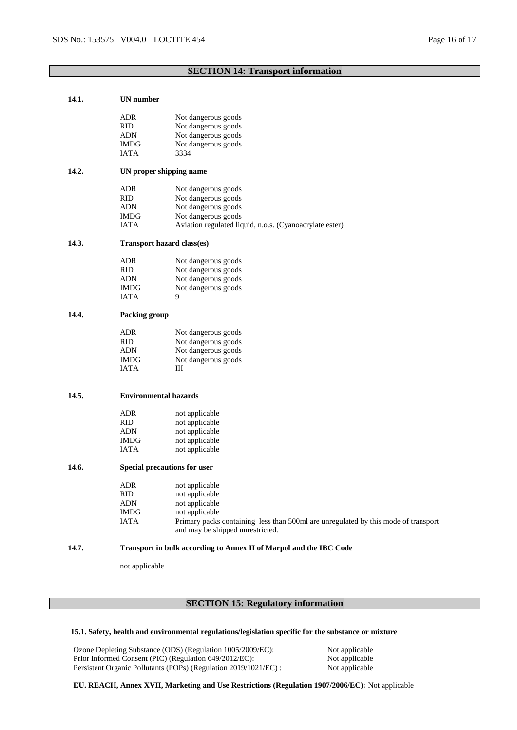## SECTION 14: Transport information

### 14.1. UN number

| | |
|---|---|
| ADR | Not dangerous goods |
| RID | Not dangerous goods |
| ADN | Not dangerous goods |
| IMDG | Not dangerous goods |
| IATA | 3334 |

### 14.2. UN proper shipping name

| | |
|---|---|
| ADR | Not dangerous goods |
| RID | Not dangerous goods |
| ADN | Not dangerous goods |
| IMDG | Not dangerous goods |
| IATA | Aviation regulated liquid, n.o.s. (Cyanoacrylate ester) |

### 14.3. Transport hazard class(es)

| | |
|---|---|
| ADR | Not dangerous goods |
| RID | Not dangerous goods |
| ADN | Not dangerous goods |
| IMDG | Not dangerous goods |
| IATA | 9 |

### 14.4. Packing group

| | |
|---|---|
| ADR | Not dangerous goods |
| RID | Not dangerous goods |
| ADN | Not dangerous goods |
| IMDG | Not dangerous goods |
| IATA | III |

### 14.5. Environmental hazards

| | |
|---|---|
| ADR | not applicable |
| RID | not applicable |
| ADN | not applicable |
| IMDG | not applicable |
| IATA | not applicable |

### 14.6. Special precautions for user

| | |
|---|---|
| ADR | not applicable |
| RID | not applicable |
| ADN | not applicable |
| IMDG | not applicable |
| IATA | Primary packs containing less than 500ml are unregulated by this mode of transport and may be shipped unrestricted. |

### 14.7. Transport in bulk according to Annex II of Marpol and the IBC Code

not applicable

## SECTION 15: Regulatory information

### 15.1. Safety, health and environmental regulations/legislation specific for the substance or mixture

| | |
|---|---|
| Ozone Depleting Substance (ODS) (Regulation 1005/2009/EC): | Not applicable |
| Prior Informed Consent (PIC) (Regulation 649/2012/EC): | Not applicable |
| Persistent Organic Pollutants (POPs) (Regulation 2019/1021/EC) : | Not applicable |

**EU. REACH, Annex XVII, Marketing and Use Restrictions (Regulation 1907/2006/EC)**: Not applicable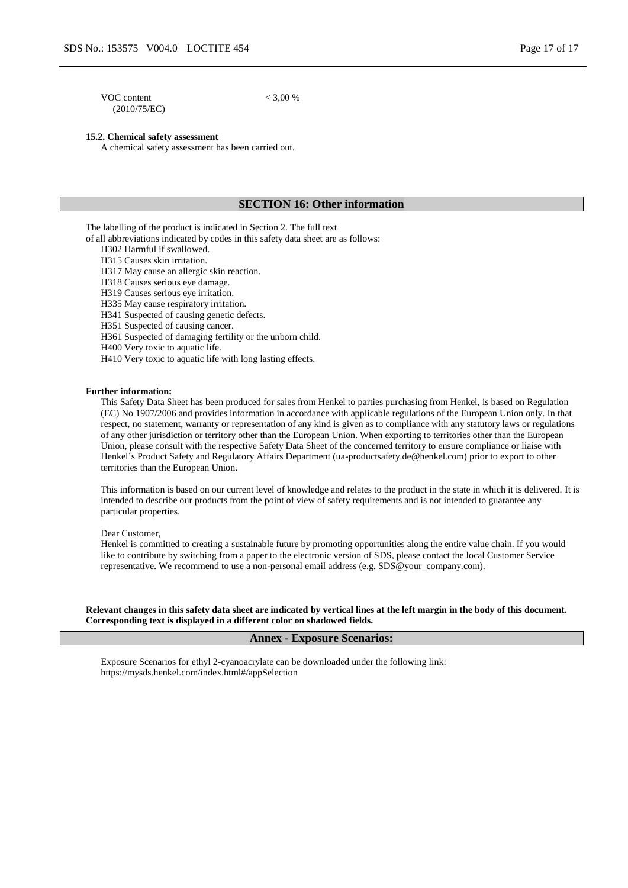VOC content (2010/75/EC) < 3,00 %

**15.2. Chemical safety assessment**

A chemical safety assessment has been carried out.

## SECTION 16: Other information

The labelling of the product is indicated in Section 2. The full text of all abbreviations indicated by codes in this safety data sheet are as follows:

H302 Harmful if swallowed.
H315 Causes skin irritation.
H317 May cause an allergic skin reaction.
H318 Causes serious eye damage.
H319 Causes serious eye irritation.
H335 May cause respiratory irritation.
H341 Suspected of causing genetic defects.
H351 Suspected of causing cancer.
H361 Suspected of damaging fertility or the unborn child.
H400 Very toxic to aquatic life.
H410 Very toxic to aquatic life with long lasting effects.

**Further information:**

This Safety Data Sheet has been produced for sales from Henkel to parties purchasing from Henkel, is based on Regulation (EC) No 1907/2006 and provides information in accordance with applicable regulations of the European Union only. In that respect, no statement, warranty or representation of any kind is given as to compliance with any statutory laws or regulations of any other jurisdiction or territory other than the European Union. When exporting to territories other than the European Union, please consult with the respective Safety Data Sheet of the concerned territory to ensure compliance or liaise with Henkel´s Product Safety and Regulatory Affairs Department (ua-productsafety.de@henkel.com) prior to export to other territories than the European Union.

This information is based on our current level of knowledge and relates to the product in the state in which it is delivered. It is intended to describe our products from the point of view of safety requirements and is not intended to guarantee any particular properties.

Dear Customer,
Henkel is committed to creating a sustainable future by promoting opportunities along the entire value chain. If you would like to contribute by switching from a paper to the electronic version of SDS, please contact the local Customer Service representative. We recommend to use a non-personal email address (e.g. SDS@your_company.com).

**Relevant changes in this safety data sheet are indicated by vertical lines at the left margin in the body of this document. Corresponding text is displayed in a different color on shadowed fields.**

## Annex - Exposure Scenarios:

Exposure Scenarios for ethyl 2-cyanoacrylate can be downloaded under the following link:
https://mysds.henkel.com/index.html#/appSelection